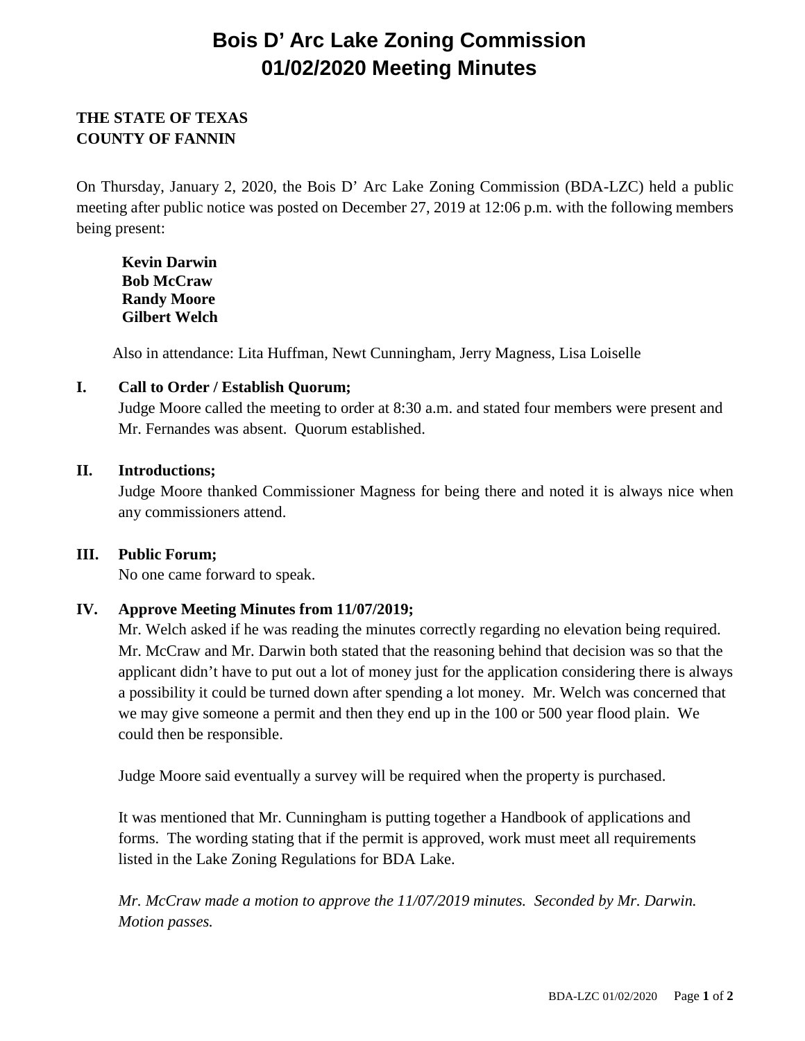# Bois D' Arc Lake Zoning Commission
# 01/02/2020 Meeting Minutes

**THE STATE OF TEXAS**
**COUNTY OF FANNIN**

On Thursday, January 2, 2020, the Bois D' Arc Lake Zoning Commission (BDA-LZC) held a public meeting after public notice was posted on December 27, 2019 at 12:06 p.m. with the following members being present:

**Kevin Darwin**
**Bob McCraw**
**Randy Moore**
**Gilbert Welch**

Also in attendance: Lita Huffman, Newt Cunningham, Jerry Magness, Lisa Loiselle

## I. Call to Order / Establish Quorum;

Judge Moore called the meeting to order at 8:30 a.m. and stated four members were present and Mr. Fernandes was absent. Quorum established.

## II. Introductions;

Judge Moore thanked Commissioner Magness for being there and noted it is always nice when any commissioners attend.

## III. Public Forum;

No one came forward to speak.

## IV. Approve Meeting Minutes from 11/07/2019;

Mr. Welch asked if he was reading the minutes correctly regarding no elevation being required. Mr. McCraw and Mr. Darwin both stated that the reasoning behind that decision was so that the applicant didn't have to put out a lot of money just for the application considering there is always a possibility it could be turned down after spending a lot money. Mr. Welch was concerned that we may give someone a permit and then they end up in the 100 or 500 year flood plain. We could then be responsible.

Judge Moore said eventually a survey will be required when the property is purchased.

It was mentioned that Mr. Cunningham is putting together a Handbook of applications and forms. The wording stating that if the permit is approved, work must meet all requirements listed in the Lake Zoning Regulations for BDA Lake.

*Mr. McCraw made a motion to approve the 11/07/2019 minutes. Seconded by Mr. Darwin. Motion passes.*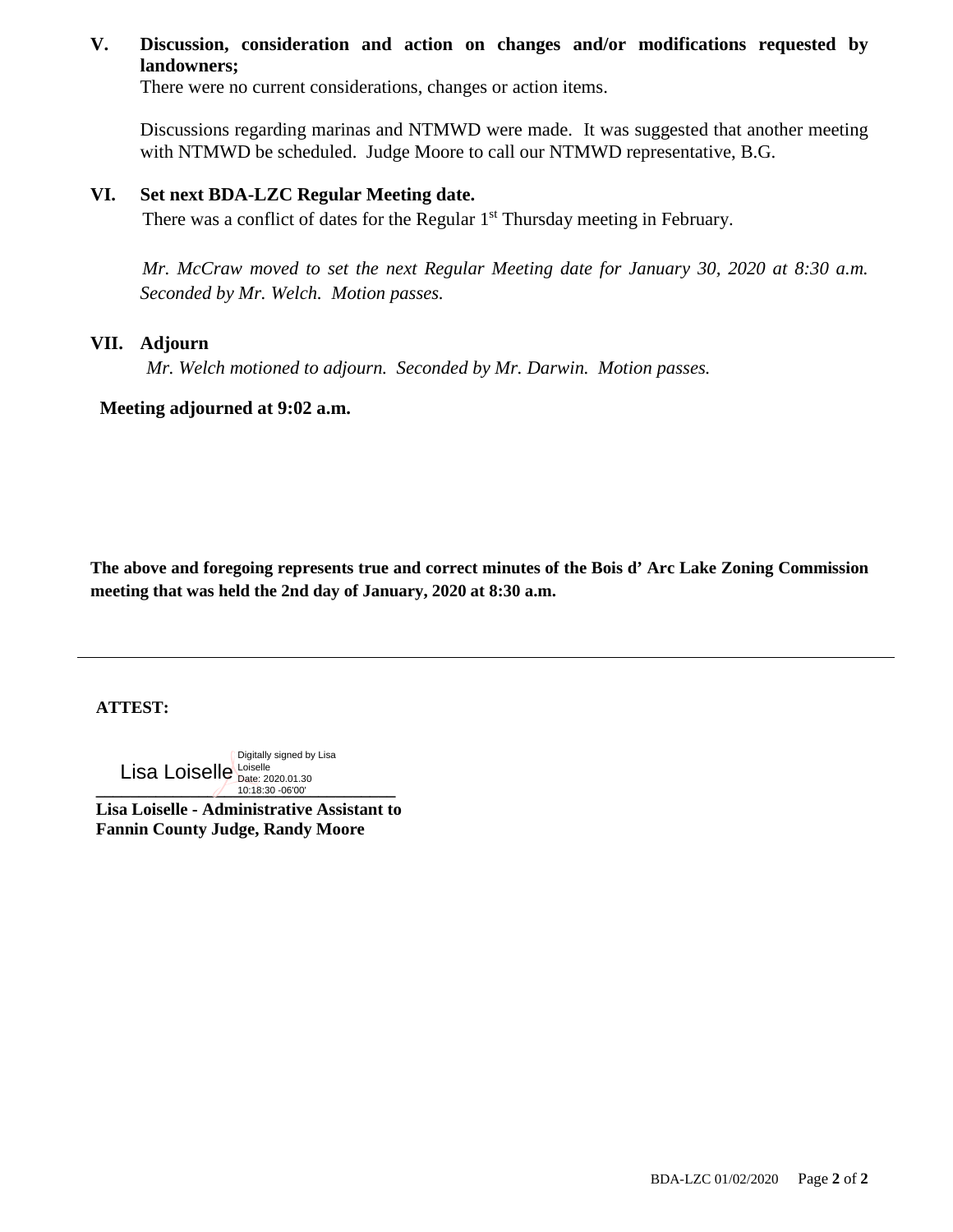**V. Discussion, consideration and action on changes and/or modifications requested by landowners;**

There were no current considerations, changes or action items.

Discussions regarding marinas and NTMWD were made. It was suggested that another meeting with NTMWD be scheduled. Judge Moore to call our NTMWD representative, B.G.

**VI. Set next BDA-LZC Regular Meeting date.**

There was a conflict of dates for the Regular 1st Thursday meeting in February.

*Mr. McCraw moved to set the next Regular Meeting date for January 30, 2020 at 8:30 a.m. Seconded by Mr. Welch. Motion passes.*

**VII. Adjourn**

*Mr. Welch motioned to adjourn. Seconded by Mr. Darwin. Motion passes.*

**Meeting adjourned at 9:02 a.m.**

**The above and foregoing represents true and correct minutes of the Bois d' Arc Lake Zoning Commission meeting that was held the 2nd day of January, 2020 at 8:30 a.m.**

---

**ATTEST:**

Lisa Loiselle Digitally signed by Lisa Loiselle Date: 2020.01.30 10:18:30 -06'00'

**Lisa Loiselle - Administrative Assistant to Fannin County Judge, Randy Moore**